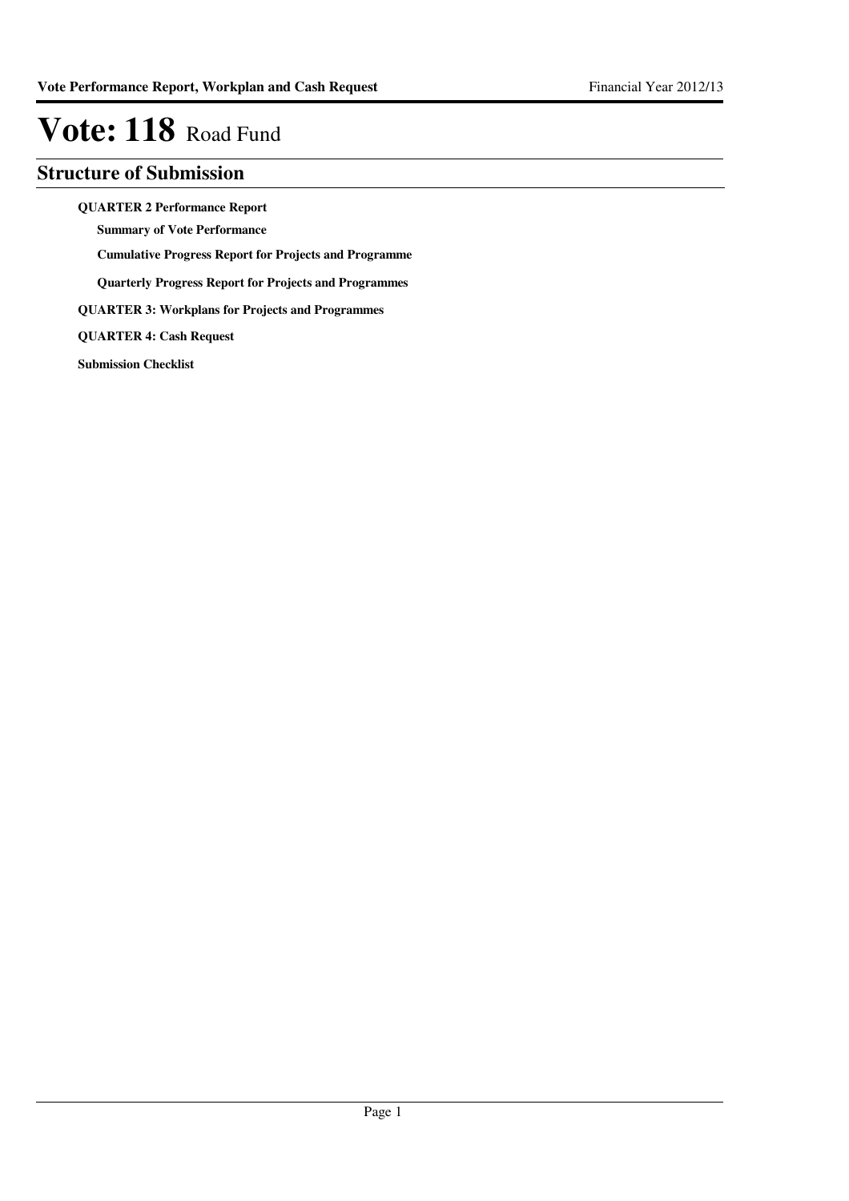# Vote: 118 Road Fund

## Structure of Submission

**QUARTER 2 Performance Report**

**Summary of Vote Performance**

**Cumulative Progress Report for Projects and Programme**

**Quarterly Progress Report for Projects and Programmes**

**QUARTER 3: Workplans for Projects and Programmes**

**QUARTER 4: Cash Request**

**Submission Checklist**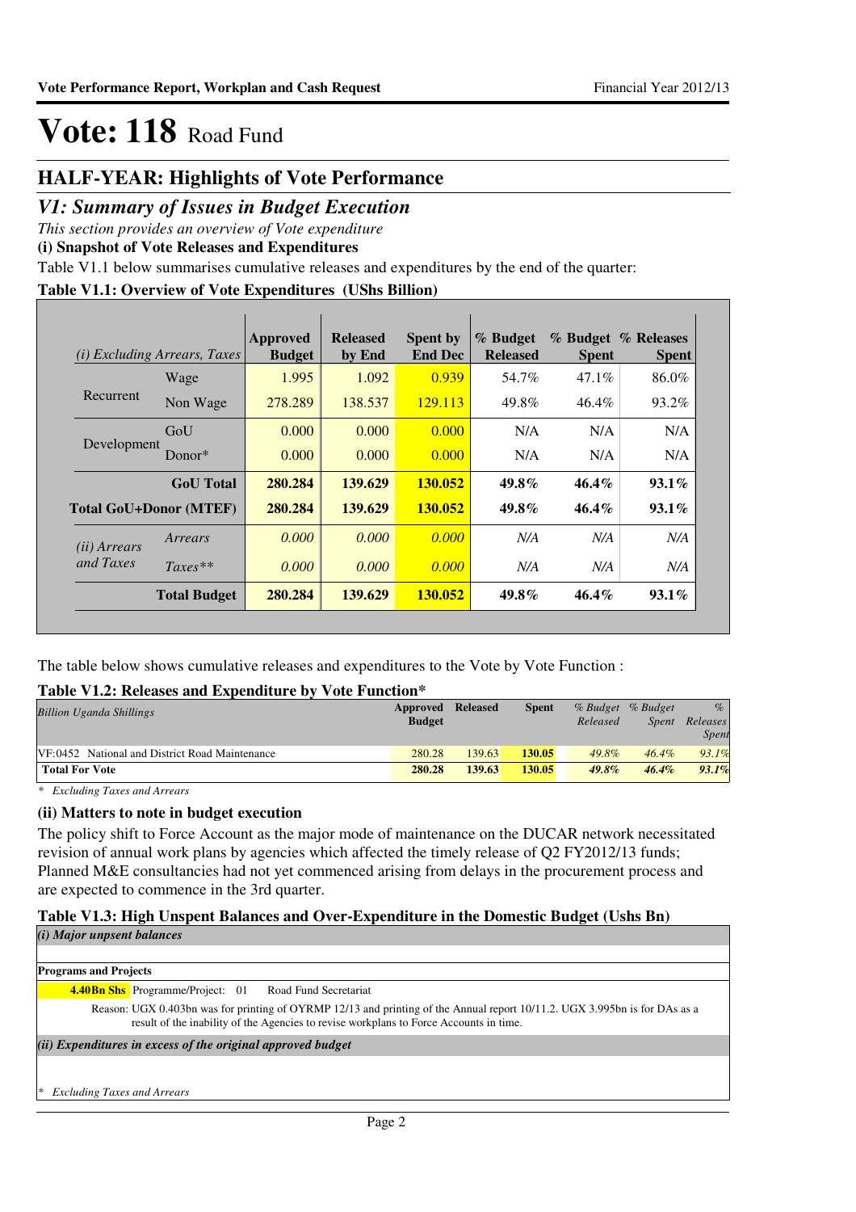# Vote: 118 Road Fund

## HALF-YEAR: Highlights of Vote Performance

## *V1: Summary of Issues in Budget Execution*

*This section provides an overview of Vote expenditure*

**(i) Snapshot of Vote Releases and Expenditures**

Table V1.1 below summarises cumulative releases and expenditures by the end of the quarter:

**Table V1.1: Overview of Vote Expenditures (UShs Billion)**

| *(i) Excluding Arrears, Taxes* | | Approved Budget | Released by End | Spent by End Dec | % Budget Released | % Budget Spent | % Releases Spent |
|---|---|---|---|---|---|---|---|
| Recurrent | Wage | 1.995 | 1.092 | 0.939 | 54.7% | 47.1% | 86.0% |
| | Non Wage | 278.289 | 138.537 | 129.113 | 49.8% | 46.4% | 93.2% |
| Development | GoU | 0.000 | 0.000 | 0.000 | N/A | N/A | N/A |
| | Donor* | 0.000 | 0.000 | 0.000 | N/A | N/A | N/A |
| | **GoU Total** | **280.284** | **139.629** | **130.052** | **49.8%** | **46.4%** | **93.1%** |
| **Total GoU+Donor (MTEF)** | | **280.284** | **139.629** | **130.052** | **49.8%** | **46.4%** | **93.1%** |
| *(ii) Arrears and Taxes* | *Arrears* | *0.000* | *0.000* | *0.000* | *N/A* | *N/A* | *N/A* |
| | *Taxes*** | *0.000* | *0.000* | *0.000* | *N/A* | *N/A* | *N/A* |
| | **Total Budget** | **280.284** | **139.629** | **130.052** | **49.8%** | **46.4%** | **93.1%** |

The table below shows cumulative releases and expenditures to the Vote by Vote Function :

**Table V1.2: Releases and Expenditure by Vote Function***

| *Billion Uganda Shillings* | Approved Budget | Released | Spent | *% Budget Released* | *% Budget Spent* | *% Releases Spent* |
|---|---|---|---|---|---|---|
| VF:0452 National and District Road Maintenance | 280.28 | 139.63 | **130.05** | *49.8%* | *46.4%* | *93.1%* |
| **Total For Vote** | **280.28** | **139.63** | **130.05** | ***49.8%*** | ***46.4%*** | ***93.1%*** |

*\* Excluding Taxes and Arrears*

**(ii) Matters to note in budget execution**

The policy shift to Force Account as the major mode of maintenance on the DUCAR network necessitated revision of annual work plans by agencies which affected the timely release of Q2 FY2012/13 funds; Planned M&E consultancies had not yet commenced arising from delays in the procurement process and are expected to commence in the 3rd quarter.

**Table V1.3: High Unspent Balances and Over-Expenditure in the Domestic Budget (Ushs Bn)**

***(i) Major unspent balances***

**Programs and Projects**

**4.40Bn Shs** Programme/Project: 01 Road Fund Secretariat

Reason: UGX 0.403bn was for printing of OYRMP 12/13 and printing of the Annual report 10/11.2. UGX 3.995bn is for DAs as a result of the inability of the Agencies to revise workplans to Force Accounts in time.

***(ii) Expenditures in excess of the original approved budget***

*\* Excluding Taxes and Arrears*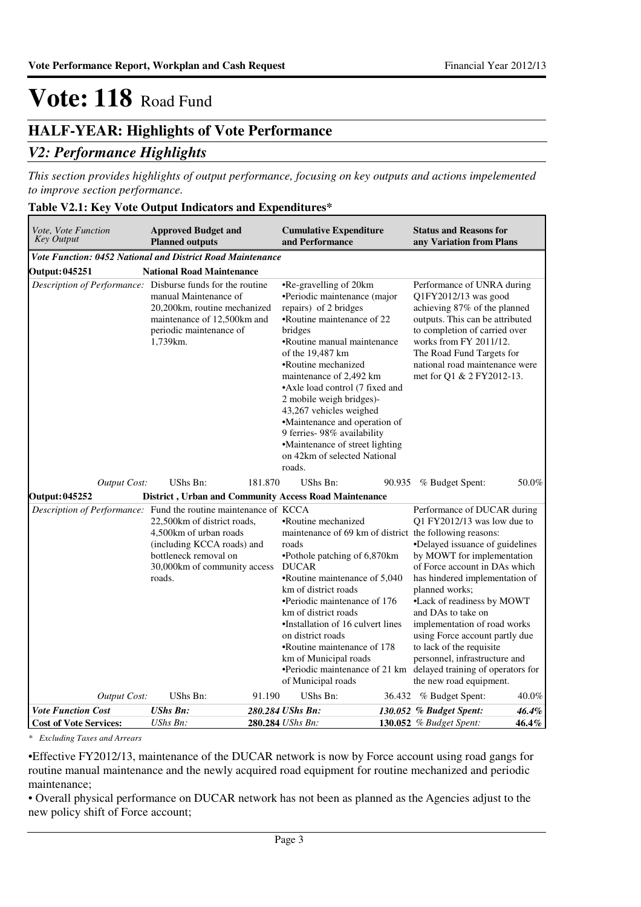# Vote: 118 Road Fund

## HALF-YEAR: Highlights of Vote Performance

### *V2: Performance Highlights*

*This section provides highlights of output performance, focusing on key outputs and actions impelemented to improve section performance.*

**Table V2.1: Key Vote Output Indicators and Expenditures***

| *Vote, Vote Function Key Output* | **Approved Budget and Planned outputs** | | **Cumulative Expenditure and Performance** | | **Status and Reasons for any Variation from Plans** | |
|---|---|---|---|---|---|---|
| ***Vote Function: 0452 National and District Road Maintenance*** | | | | | | |
| **Output: 045251** | **National Road Maintenance** | | | | | |
| *Description of Performance:* | Disburse funds for the routine manual Maintenance of 20,200km, routine mechanized maintenance of 12,500km and periodic maintenance of 1,739km. | | •Re-gravelling of 20km<br>•Periodic maintenance (major repairs) of 2 bridges<br>•Routine maintenance of 22 bridges<br>•Routine manual maintenance of the 19,487 km<br>•Routine mechanized maintenance of 2,492 km<br>•Axle load control (7 fixed and 2 mobile weigh bridges)- 43,267 vehicles weighed<br>•Maintenance and operation of 9 ferries- 98% availability<br>•Maintenance of street lighting on 42km of selected National roads. | | Performance of UNRA during Q1FY2012/13 was good achieving 87% of the planned outputs. This can be attributed to completion of carried over works from FY 2011/12.<br>The Road Fund Targets for national road maintenance were met for Q1 & 2 FY2012-13. | |
| *Output Cost:* | UShs Bn: | 181.870 | UShs Bn: | 90.935 | % Budget Spent: | 50.0% |
| **Output: 045252** | **District , Urban and Community Access Road Maintenance** | | | | | |
| *Description of Performance:* | Fund the routine maintenance of 22,500km of district roads, 4,500km of urban roads (including KCCA roads) and bottleneck removal on 30,000km of community access roads. | | KCCA<br>•Routine mechanized maintenance of 69 km of district roads<br>•Pothole patching of 6,870km<br>DUCAR<br>•Routine maintenance of 5,040 km of district roads<br>•Periodic maintenance of 176 km of district roads<br>•Installation of 16 culvert lines on district roads<br>•Routine maintenance of 178 km of Municipal roads<br>•Periodic maintenance of 21 km of Municipal roads | | Performance of DUCAR during Q1 FY2012/13 was low due to the following reasons:<br>•Delayed issuance of guidelines by MOWT for implementation of Force account in DAs which has hindered implementation of planned works;<br>•Lack of readiness by MOWT and DAs to take on implementation of road works using Force account partly due to lack of the requisite personnel, infrastructure and delayed training of operators for the new road equipment. | |
| *Output Cost:* | UShs Bn: | 91.190 | UShs Bn: | 36.432 | % Budget Spent: | 40.0% |
| ***Vote Function Cost*** | ***UShs Bn:*** | ***280.284*** | ***UShs Bn:*** | ***130.052*** | ***% Budget Spent:*** | ***46.4%*** |
| **Cost of Vote Services:** | *UShs Bn:* | **280.284** | *UShs Bn:* | **130.052** | *% Budget Spent:* | **46.4%** |

*\* Excluding Taxes and Arrears*

•Effective FY2012/13, maintenance of the DUCAR network is now by Force account using road gangs for routine manual maintenance and the newly acquired road equipment for routine mechanized and periodic maintenance;

• Overall physical performance on DUCAR network has not been as planned as the Agencies adjust to the new policy shift of Force account;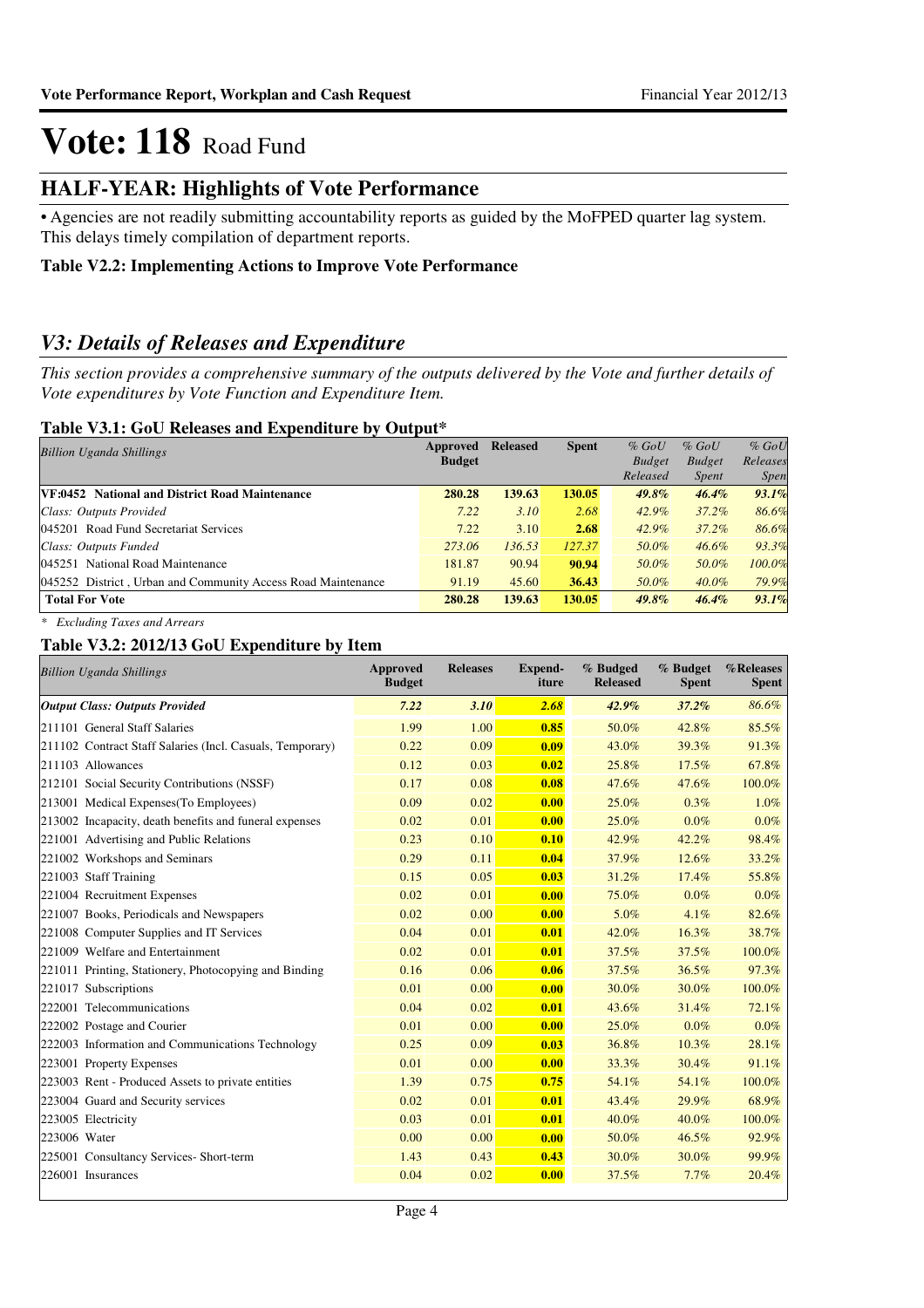# Vote: 118 Road Fund

## HALF-YEAR: Highlights of Vote Performance

• Agencies are not readily submitting accountability reports as guided by the MoFPED quarter lag system. This delays timely compilation of department reports.

**Table V2.2: Implementing Actions to Improve Vote Performance**

## *V3: Details of Releases and Expenditure*

*This section provides a comprehensive summary of the outputs delivered by the Vote and further details of Vote expenditures by Vote Function and Expenditure Item.*

**Table V3.1: GoU Releases and Expenditure by Output***

| *Billion Uganda Shillings* | Approved Budget | Released | Spent | *% GoU Budget Released* | *% GoU Budget Spent* | *% GoU Releases Spent* |
|---|---|---|---|---|---|---|
| **VF:0452 National and District Road Maintenance** | **280.28** | **139.63** | **130.05** | ***49.8%*** | ***46.4%*** | ***93.1%*** |
| *Class: Outputs Provided* | *7.22* | *3.10* | *2.68* | *42.9%* | *37.2%* | *86.6%* |
| 045201 Road Fund Secretariat Services | 7.22 | 3.10 | **2.68** | *42.9%* | *37.2%* | *86.6%* |
| *Class: Outputs Funded* | *273.06* | *136.53* | *127.37* | *50.0%* | *46.6%* | *93.3%* |
| 045251 National Road Maintenance | 181.87 | 90.94 | **90.94** | *50.0%* | *50.0%* | *100.0%* |
| 045252 District , Urban and Community Access Road Maintenance | 91.19 | 45.60 | **36.43** | *50.0%* | *40.0%* | *79.9%* |
| **Total For Vote** | **280.28** | **139.63** | **130.05** | ***49.8%*** | ***46.4%*** | ***93.1%*** |

*\* Excluding Taxes and Arrears*

**Table V3.2: 2012/13 GoU Expenditure by Item**

| *Billion Uganda Shillings* | Approved Budget | Releases | Expend-iture | % Budged Released | % Budget Spent | %Releases Spent |
|---|---|---|---|---|---|---|
| ***Output Class: Outputs Provided*** | ***7.22*** | ***3.10*** | ***2.68*** | ***42.9%*** | ***37.2%*** | *86.6%* |
| 211101 General Staff Salaries | 1.99 | 1.00 | **0.85** | 50.0% | 42.8% | 85.5% |
| 211102 Contract Staff Salaries (Incl. Casuals, Temporary) | 0.22 | 0.09 | **0.09** | 43.0% | 39.3% | 91.3% |
| 211103 Allowances | 0.12 | 0.03 | **0.02** | 25.8% | 17.5% | 67.8% |
| 212101 Social Security Contributions (NSSF) | 0.17 | 0.08 | **0.08** | 47.6% | 47.6% | 100.0% |
| 213001 Medical Expenses(To Employees) | 0.09 | 0.02 | **0.00** | 25.0% | 0.3% | 1.0% |
| 213002 Incapacity, death benefits and funeral expenses | 0.02 | 0.01 | **0.00** | 25.0% | 0.0% | 0.0% |
| 221001 Advertising and Public Relations | 0.23 | 0.10 | **0.10** | 42.9% | 42.2% | 98.4% |
| 221002 Workshops and Seminars | 0.29 | 0.11 | **0.04** | 37.9% | 12.6% | 33.2% |
| 221003 Staff Training | 0.15 | 0.05 | **0.03** | 31.2% | 17.4% | 55.8% |
| 221004 Recruitment Expenses | 0.02 | 0.01 | **0.00** | 75.0% | 0.0% | 0.0% |
| 221007 Books, Periodicals and Newspapers | 0.02 | 0.00 | **0.00** | 5.0% | 4.1% | 82.6% |
| 221008 Computer Supplies and IT Services | 0.04 | 0.01 | **0.01** | 42.0% | 16.3% | 38.7% |
| 221009 Welfare and Entertainment | 0.02 | 0.01 | **0.01** | 37.5% | 37.5% | 100.0% |
| 221011 Printing, Stationery, Photocopying and Binding | 0.16 | 0.06 | **0.06** | 37.5% | 36.5% | 97.3% |
| 221017 Subscriptions | 0.01 | 0.00 | **0.00** | 30.0% | 30.0% | 100.0% |
| 222001 Telecommunications | 0.04 | 0.02 | **0.01** | 43.6% | 31.4% | 72.1% |
| 222002 Postage and Courier | 0.01 | 0.00 | **0.00** | 25.0% | 0.0% | 0.0% |
| 222003 Information and Communications Technology | 0.25 | 0.09 | **0.03** | 36.8% | 10.3% | 28.1% |
| 223001 Property Expenses | 0.01 | 0.00 | **0.00** | 33.3% | 30.4% | 91.1% |
| 223003 Rent - Produced Assets to private entities | 1.39 | 0.75 | **0.75** | 54.1% | 54.1% | 100.0% |
| 223004 Guard and Security services | 0.02 | 0.01 | **0.01** | 43.4% | 29.9% | 68.9% |
| 223005 Electricity | 0.03 | 0.01 | **0.01** | 40.0% | 40.0% | 100.0% |
| 223006 Water | 0.00 | 0.00 | **0.00** | 50.0% | 46.5% | 92.9% |
| 225001 Consultancy Services- Short-term | 1.43 | 0.43 | **0.43** | 30.0% | 30.0% | 99.9% |
| 226001 Insurances | 0.04 | 0.02 | **0.00** | 37.5% | 7.7% | 20.4% |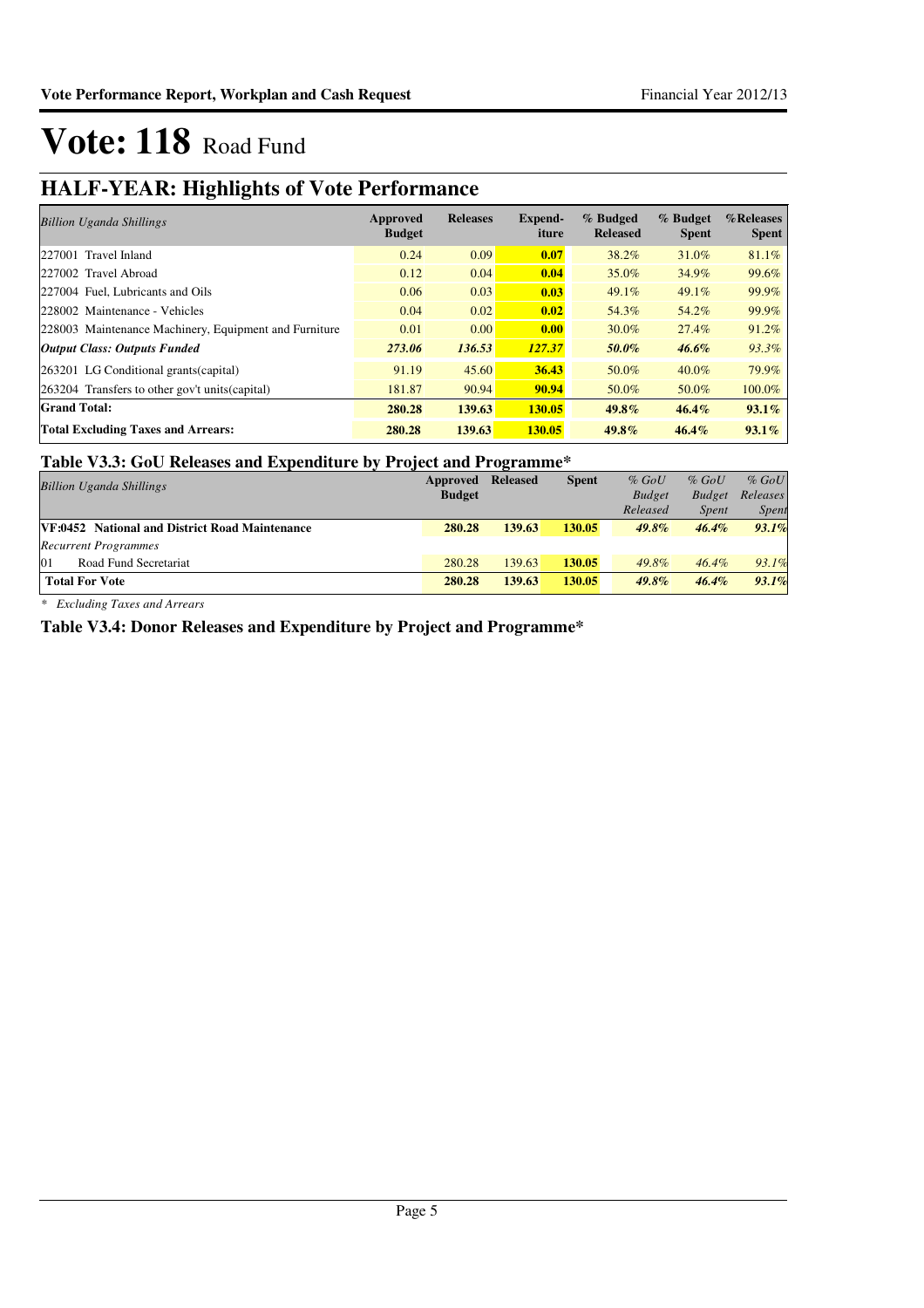# Vote: 118 Road Fund

## HALF-YEAR: Highlights of Vote Performance

| *Billion Uganda Shillings* | Approved Budget | Releases | Expend-iture | % Budged Released | % Budget Spent | %Releases Spent |
|---|---|---|---|---|---|---|
| 227001 Travel Inland | 0.24 | 0.09 | **0.07** | 38.2% | 31.0% | 81.1% |
| 227002 Travel Abroad | 0.12 | 0.04 | **0.04** | 35.0% | 34.9% | 99.6% |
| 227004 Fuel, Lubricants and Oils | 0.06 | 0.03 | **0.03** | 49.1% | 49.1% | 99.9% |
| 228002 Maintenance - Vehicles | 0.04 | 0.02 | **0.02** | 54.3% | 54.2% | 99.9% |
| 228003 Maintenance Machinery, Equipment and Furniture | 0.01 | 0.00 | **0.00** | 30.0% | 27.4% | 91.2% |
| ***Output Class: Outputs Funded*** | ***273.06*** | ***136.53*** | ***127.37*** | ***50.0%*** | ***46.6%*** | *93.3%* |
| 263201 LG Conditional grants(capital) | 91.19 | 45.60 | **36.43** | 50.0% | 40.0% | 79.9% |
| 263204 Transfers to other gov't units(capital) | 181.87 | 90.94 | **90.94** | 50.0% | 50.0% | 100.0% |
| **Grand Total:** | **280.28** | **139.63** | **130.05** | ***49.8%*** | ***46.4%*** | ***93.1%*** |
| **Total Excluding Taxes and Arrears:** | **280.28** | **139.63** | **130.05** | ***49.8%*** | ***46.4%*** | ***93.1%*** |

### Table V3.3: GoU Releases and Expenditure by Project and Programme*

| *Billion Uganda Shillings* | Approved Budget | Released | Spent | *% GoU Budget Released* | *% GoU Budget Spent* | *% GoU Releases Spent* |
|---|---|---|---|---|---|---|
| **VF:0452 National and District Road Maintenance** | **280.28** | **139.63** | **130.05** | ***49.8%*** | ***46.4%*** | ***93.1%*** |
| *Recurrent Programmes* | | | | | | |
| 01 Road Fund Secretariat | 280.28 | 139.63 | **130.05** | *49.8%* | *46.4%* | *93.1%* |
| **Total For Vote** | **280.28** | **139.63** | **130.05** | ***49.8%*** | ***46.4%*** | ***93.1%*** |

*\* Excluding Taxes and Arrears*

### Table V3.4: Donor Releases and Expenditure by Project and Programme*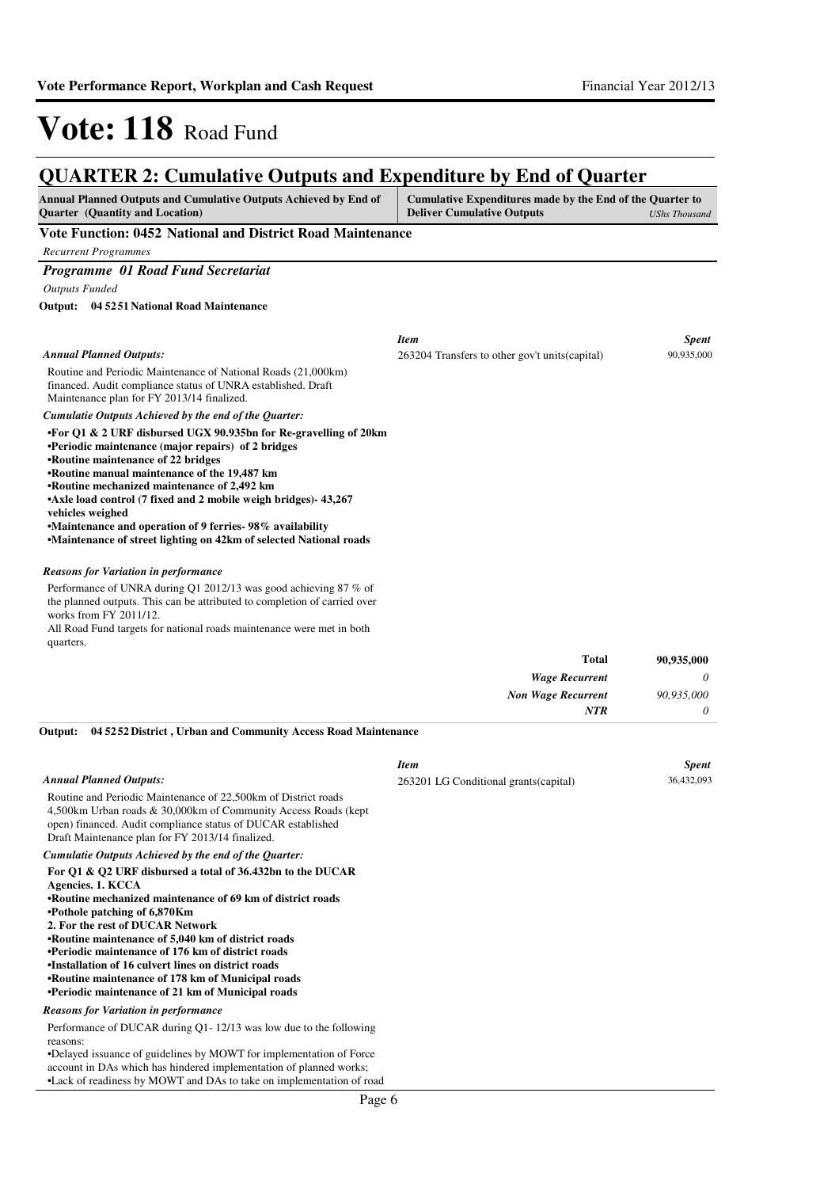# Vote: 118 Road Fund

## QUARTER 2: Cumulative Outputs and Expenditure by End of Quarter

| Annual Planned Outputs and Cumulative Outputs Achieved by End of Quarter (Quantity and Location) | Cumulative Expenditures made by the End of the Quarter to Deliver Cumulative Outputs *UShs Thousand* |
|---|---|

### Vote Function: 0452 National and District Road Maintenance

*Recurrent Programmes*

#### *Programme 01 Road Fund Secretariat*

*Outputs Funded*

**Output: 04 52 51 National Road Maintenance**

*Annual Planned Outputs:*

Routine and Periodic Maintenance of National Roads (21,000km) financed. Audit compliance status of UNRA established. Draft Maintenance plan for FY 2013/14 finalized.

| *Item* | *Spent* |
|---|---|
| 263204 Transfers to other gov't units(capital) | 90,935,000 |

*Cumulatie Outputs Achieved by the end of the Quarter:*

**•For Q1 & 2 URF disbursed UGX 90.935bn for Re-gravelling of 20km**
**•Periodic maintenance (major repairs) of 2 bridges**
**•Routine maintenance of 22 bridges**
**•Routine manual maintenance of the 19,487 km**
**•Routine mechanized maintenance of 2,492 km**
**•Axle load control (7 fixed and 2 mobile weigh bridges)- 43,267 vehicles weighed**
**•Maintenance and operation of 9 ferries- 98% availability**
**•Maintenance of street lighting on 42km of selected National roads**

*Reasons for Variation in performance*

Performance of UNRA during Q1 2012/13 was good achieving 87 % of the planned outputs. This can be attributed to completion of carried over works from FY 2011/12.
All Road Fund targets for national roads maintenance were met in both quarters.

| | |
|---|---|
| **Total** | **90,935,000** |
| *Wage Recurrent* | *0* |
| *Non Wage Recurrent* | *90,935,000* |
| *NTR* | *0* |

**Output: 04 52 52 District , Urban and Community Access Road Maintenance**

*Annual Planned Outputs:*

Routine and Periodic Maintenance of 22,500km of District roads 4,500km Urban roads & 30,000km of Community Access Roads (kept open) financed. Audit compliance status of DUCAR established Draft Maintenance plan for FY 2013/14 finalized.

| *Item* | *Spent* |
|---|---|
| 263201 LG Conditional grants(capital) | 36,432,093 |

*Cumulatie Outputs Achieved by the end of the Quarter:*

**For Q1 & Q2 URF disbursed a total of 36.432bn to the DUCAR Agencies. 1. KCCA**
**•Routine mechanized maintenance of 69 km of district roads**
**•Pothole patching of 6,870Km**
**2. For the rest of DUCAR Network**
**•Routine maintenance of 5,040 km of district roads**
**•Periodic maintenance of 176 km of district roads**
**•Installation of 16 culvert lines on district roads**
**•Routine maintenance of 178 km of Municipal roads**
**•Periodic maintenance of 21 km of Municipal roads**

*Reasons for Variation in performance*

Performance of DUCAR during Q1- 12/13 was low due to the following reasons:
•Delayed issuance of guidelines by MOWT for implementation of Force account in DAs which has hindered implementation of planned works;
•Lack of readiness by MOWT and DAs to take on implementation of road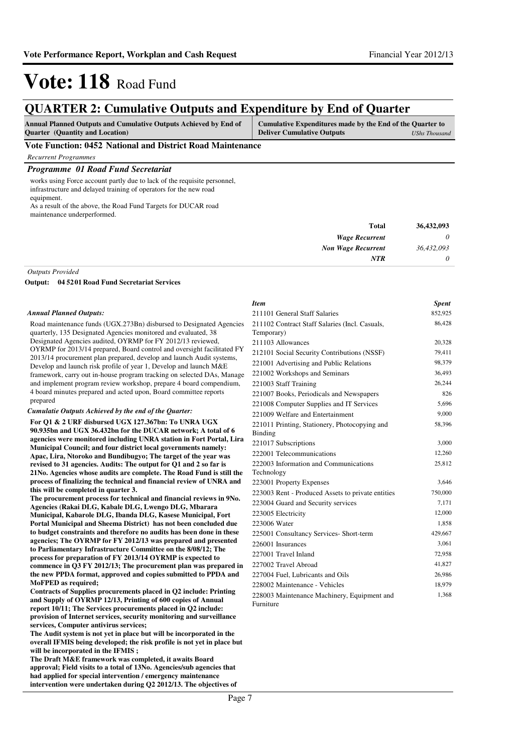# Vote: 118 Road Fund

## QUARTER 2: Cumulative Outputs and Expenditure by End of Quarter

| Annual Planned Outputs and Cumulative Outputs Achieved by End of Quarter (Quantity and Location) | Cumulative Expenditures made by the End of the Quarter to Deliver Cumulative Outputs *UShs Thousand* |
|---|---|

### Vote Function: 0452 National and District Road Maintenance

*Recurrent Programmes*

#### *Programme 01 Road Fund Secretariat*

works using Force account partly due to lack of the requisite personnel, infrastructure and delayed training of operators for the new road equipment.
As a result of the above, the Road Fund Targets for DUCAR road maintenance underperformed.

| | |
|---|---|
| **Total** | **36,432,093** |
| *Wage Recurrent* | *0* |
| *Non Wage Recurrent* | *36,432,093* |
| *NTR* | *0* |

*Outputs Provided*

**Output: 04 52 01 Road Fund Secretariat Services**

*Annual Planned Outputs:*

Road maintenance funds (UGX.273Bn) disbursed to Designated Agencies quarterly, 135 Designated Agencies monitored and evaluated, 38 Designated Agencies audited, OYRMP for FY 2012/13 reviewed, OYRMP for 2013/14 prepared, Board control and oversight facilitated FY 2013/14 procurement plan prepared, develop and launch Audit systems, Develop and launch risk profile of year 1, Develop and launch M&E framework, carry out in-house program tracking on selected DAs, Manage and implement program review workshop, prepare 4 board compendium, 4 board minutes prepared and acted upon, Board committee reports prepared

*Cumulatie Outputs Achieved by the end of the Quarter:*

**For Q1 & 2 URF disbursed UGX 127.367bn: To UNRA UGX 90.935bn and UGX 36.432bn for the DUCAR network; A total of 6 agencies were monitored including UNRA station in Fort Portal, Lira Municipal Council; and four district local governments namely: Apac, Lira, Ntoroko and Bundibugyo; The target of the year was revised to 31 agencies. Audits: The output for Q1 and 2 so far is 21No. Agencies whose audits are complete. The Road Fund is still the process of finalizing the technical and financial review of UNRA and this will be completed in quarter 3.**
**The procurement process for technical and financial reviews in 9No. Agencies (Rakai DLG, Kabale DLG, Lwengo DLG, Mbarara Municipal, Kabarole DLG, Ibanda DLG, Kasese Municipal, Fort Portal Municipal and Sheema District) has not been concluded due to budget constraints and therefore no audits has been done in these agencies; The OYRMP for FY 2012/13 was prepared and presented to Parliamentary Infrastructure Committee on the 8/08/12; The process for preparation of FY 2013/14 OYRMP is expected to commence in Q3 FY 2012/13; The procurement plan was prepared in the new PPDA format, approved and copies submitted to PPDA and MoFPED as required;**
**Contracts of Supplies procurements placed in Q2 include: Printing and Supply of OYRMP 12/13, Printing of 600 copies of Annual report 10/11; The Services procurements placed in Q2 include: provision of Internet services, security monitoring and surveillance services, Computer antivirus services;**
**The Audit system is not yet in place but will be incorporated in the overall IFMIS being developed; the risk profile is not yet in place but will be incorporated in the IFMIS ;**
**The Draft M&E framework was completed, it awaits Board approval; Field visits to a total of 13No. Agencies/sub agencies that had applied for special intervention / emergency maintenance intervention were undertaken during Q2 2012/13. The objectives of**

| *Item* | *Spent* |
|---|---|
| 211101 General Staff Salaries | 852,925 |
| 211102 Contract Staff Salaries (Incl. Casuals, Temporary) | 86,428 |
| 211103 Allowances | 20,328 |
| 212101 Social Security Contributions (NSSF) | 79,411 |
| 221001 Advertising and Public Relations | 98,379 |
| 221002 Workshops and Seminars | 36,493 |
| 221003 Staff Training | 26,244 |
| 221007 Books, Periodicals and Newspapers | 826 |
| 221008 Computer Supplies and IT Services | 5,696 |
| 221009 Welfare and Entertainment | 9,000 |
| 221011 Printing, Stationery, Photocopying and Binding | 58,396 |
| 221017 Subscriptions | 3,000 |
| 222001 Telecommunications | 12,260 |
| 222003 Information and Communications Technology | 25,812 |
| 223001 Property Expenses | 3,646 |
| 223003 Rent - Produced Assets to private entities | 750,000 |
| 223004 Guard and Security services | 7,171 |
| 223005 Electricity | 12,000 |
| 223006 Water | 1,858 |
| 225001 Consultancy Services- Short-term | 429,667 |
| 226001 Insurances | 3,061 |
| 227001 Travel Inland | 72,958 |
| 227002 Travel Abroad | 41,827 |
| 227004 Fuel, Lubricants and Oils | 26,986 |
| 228002 Maintenance - Vehicles | 18,979 |
| 228003 Maintenance Machinery, Equipment and Furniture | 1,368 |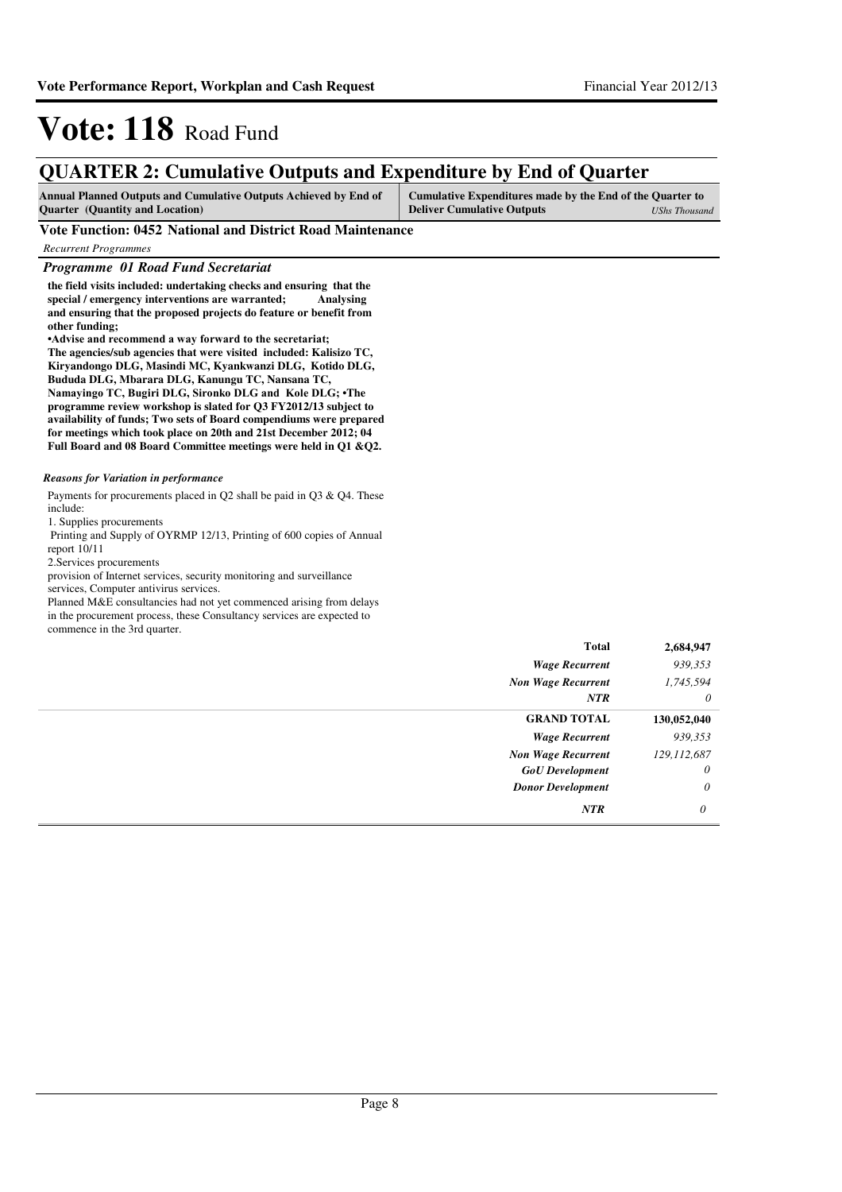# Vote: 118 Road Fund

## QUARTER 2: Cumulative Outputs and Expenditure by End of Quarter

| Annual Planned Outputs and Cumulative Outputs Achieved by End of Quarter (Quantity and Location) | Cumulative Expenditures made by the End of the Quarter to Deliver Cumulative Outputs | UShs Thousand |
|---|---|---|

**Vote Function: 0452 National and District Road Maintenance**

*Recurrent Programmes*

### *Programme 01 Road Fund Secretariat*

**the field visits included: undertaking checks and ensuring that the special / emergency interventions are warranted; Analysing and ensuring that the proposed projects do feature or benefit from other funding;**
**•Advise and recommend a way forward to the secretariat;**
**The agencies/sub agencies that were visited included: Kalisizo TC, Kiryandongo DLG, Masindi MC, Kyankwanzi DLG, Kotido DLG, Bududa DLG, Mbarara DLG, Kanungu TC, Nansana TC, Namayingo TC, Bugiri DLG, Sironko DLG and Kole DLG; •The programme review workshop is slated for Q3 FY2012/13 subject to availability of funds; Two sets of Board compendiums were prepared for meetings which took place on 20th and 21st December 2012; 04 Full Board and 08 Board Committee meetings were held in Q1 &Q2.**

***Reasons for Variation in performance***

Payments for procurements placed in Q2 shall be paid in Q3 & Q4. These include:
1. Supplies procurements
Printing and Supply of OYRMP 12/13, Printing of 600 copies of Annual report 10/11
2.Services procurements
provision of Internet services, security monitoring and surveillance services, Computer antivirus services.
Planned M&E consultancies had not yet commenced arising from delays in the procurement process, these Consultancy services are expected to commence in the 3rd quarter.

| | |
|---|---|
| **Total** | **2,684,947** |
| *Wage Recurrent* | *939,353* |
| *Non Wage Recurrent* | *1,745,594* |
| *NTR* | *0* |
| **GRAND TOTAL** | **130,052,040** |
| *Wage Recurrent* | *939,353* |
| *Non Wage Recurrent* | *129,112,687* |
| *GoU Development* | *0* |
| *Donor Development* | *0* |
| *NTR* | *0* |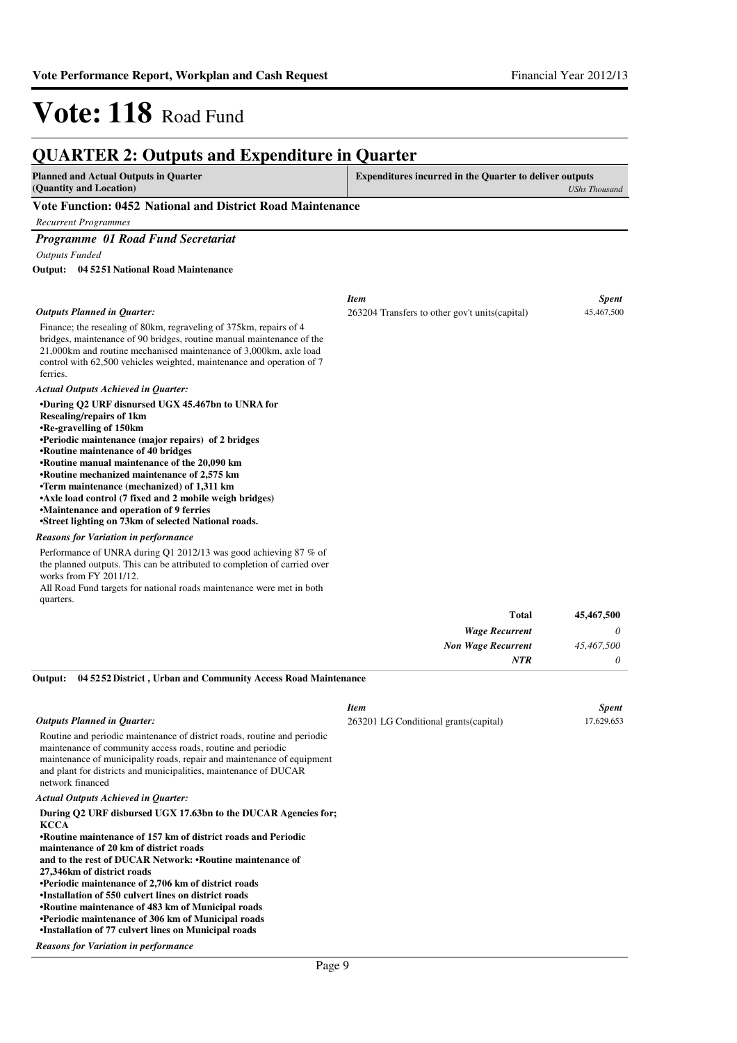# Vote: 118 Road Fund

## QUARTER 2: Outputs and Expenditure in Quarter

| Planned and Actual Outputs in Quarter (Quantity and Location) | Expenditures incurred in the Quarter to deliver outputs *UShs Thousand* |
|---|---|

**Vote Function: 0452 National and District Road Maintenance**

*Recurrent Programmes*

### *Programme 01 Road Fund Secretariat*

*Outputs Funded*

**Output: 04 5251 National Road Maintenance**

*Outputs Planned in Quarter:*

Finance; the resealing of 80km, regraveling of 375km, repairs of 4 bridges, maintenance of 90 bridges, routine manual maintenance of the 21,000km and routine mechanised maintenance of 3,000km, axle load control with 62,500 vehicles weighted, maintenance and operation of 7 ferries.

*Actual Outputs Achieved in Quarter:*

**•During Q2 URF disnursed UGX 45.467bn to UNRA for Resealing/repairs of 1km**
**•Re-gravelling of 150km**
**•Periodic maintenance (major repairs) of 2 bridges**
**•Routine maintenance of 40 bridges**
**•Routine manual maintenance of the 20,090 km**
**•Routine mechanized maintenance of 2,575 km**
**•Term maintenance (mechanized) of 1,311 km**
**•Axle load control (7 fixed and 2 mobile weigh bridges)**
**•Maintenance and operation of 9 ferries**
**•Street lighting on 73km of selected National roads.**

*Reasons for Variation in performance*

Performance of UNRA during Q1 2012/13 was good achieving 87 % of the planned outputs. This can be attributed to completion of carried over works from FY 2011/12.
All Road Fund targets for national roads maintenance were met in both quarters.

| *Item* | *Spent* |
|---|---|
| 263204 Transfers to other gov't units(capital) | 45,467,500 |
| **Total** | **45,467,500** |
| ***Wage Recurrent*** | *0* |
| ***Non Wage Recurrent*** | *45,467,500* |
| ***NTR*** | *0* |

**Output: 04 5252 District , Urban and Community Access Road Maintenance**

*Outputs Planned in Quarter:*

Routine and periodic maintenance of district roads, routine and periodic maintenance of community access roads, routine and periodic maintenance of municipality roads, repair and maintenance of equipment and plant for districts and municipalities, maintenance of DUCAR network financed

*Actual Outputs Achieved in Quarter:*

**During Q2 URF disbursed UGX 17.63bn to the DUCAR Agencies for; KCCA**
**•Routine maintenance of 157 km of district roads and Periodic maintenance of 20 km of district roads**
**and to the rest of DUCAR Network: •Routine maintenance of 27,346km of district roads**
**•Periodic maintenance of 2,706 km of district roads**
**•Installation of 550 culvert lines on district roads**
**•Routine maintenance of 483 km of Municipal roads**
**•Periodic maintenance of 306 km of Municipal roads**
**•Installation of 77 culvert lines on Municipal roads**

*Reasons for Variation in performance*

| *Item* | *Spent* |
|---|---|
| 263201 LG Conditional grants(capital) | 17,629,653 |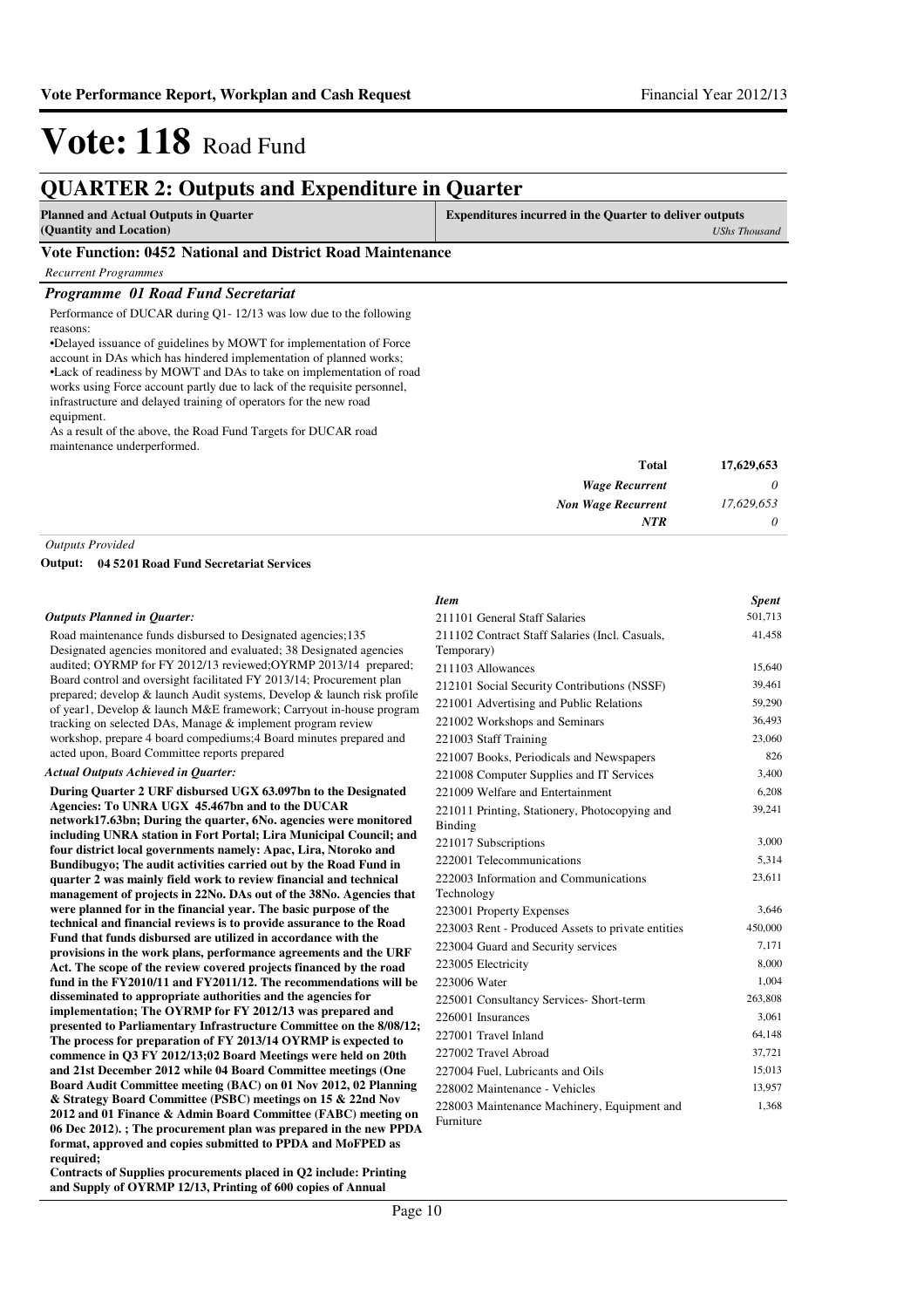# Vote: 118 Road Fund

## QUARTER 2: Outputs and Expenditure in Quarter

| Planned and Actual Outputs in Quarter (Quantity and Location) | Expenditures incurred in the Quarter to deliver outputs *UShs Thousand* |
|---|---|

### Vote Function: 0452 National and District Road Maintenance

*Recurrent Programmes*

#### *Programme 01 Road Fund Secretariat*

Performance of DUCAR during Q1- 12/13 was low due to the following reasons:

•Delayed issuance of guidelines by MOWT for implementation of Force account in DAs which has hindered implementation of planned works;
•Lack of readiness by MOWT and DAs to take on implementation of road works using Force account partly due to lack of the requisite personnel, infrastructure and delayed training of operators for the new road equipment.

As a result of the above, the Road Fund Targets for DUCAR road maintenance underperformed.

| | |
|---|---|
| **Total** | **17,629,653** |
| *Wage Recurrent* | *0* |
| *Non Wage Recurrent* | *17,629,653* |
| *NTR* | *0* |

*Outputs Provided*

**Output: 04 5201 Road Fund Secretariat Services**

*Outputs Planned in Quarter:*

Road maintenance funds disbursed to Designated agencies;135 Designated agencies monitored and evaluated; 38 Designated agencies audited; OYRMP for FY 2012/13 reviewed;OYRMP 2013/14 prepared; Board control and oversight facilitated FY 2013/14; Procurement plan prepared; develop & launch Audit systems, Develop & launch risk profile of year1, Develop & launch M&E framework; Carryout in-house program tracking on selected DAs, Manage & implement program review workshop, prepare 4 board compediums;4 Board minutes prepared and acted upon, Board Committee reports prepared

*Actual Outputs Achieved in Quarter:*

**During Quarter 2 URF disbursed UGX 63.097bn to the Designated Agencies: To UNRA UGX 45.467bn and to the DUCAR network17.63bn; During the quarter, 6No. agencies were monitored including UNRA station in Fort Portal; Lira Municipal Council; and four district local governments namely: Apac, Lira, Ntoroko and Bundibugyo; The audit activities carried out by the Road Fund in quarter 2 was mainly field work to review financial and technical management of projects in 22No. DAs out of the 38No. Agencies that were planned for in the financial year. The basic purpose of the technical and financial reviews is to provide assurance to the Road Fund that funds disbursed are utilized in accordance with the provisions in the work plans, performance agreements and the URF Act. The scope of the review covered projects financed by the road fund in the FY2010/11 and FY2011/12. The recommendations will be disseminated to appropriate authorities and the agencies for implementation; The OYRMP for FY 2012/13 was prepared and presented to Parliamentary Infrastructure Committee on the 8/08/12; The process for preparation of FY 2013/14 OYRMP is expected to commence in Q3 FY 2012/13;02 Board Meetings were held on 20th and 21st December 2012 while 04 Board Committee meetings (One Board Audit Committee meeting (BAC) on 01 Nov 2012, 02 Planning & Strategy Board Committee (PSBC) meetings on 15 & 22nd Nov 2012 and 01 Finance & Admin Board Committee (FABC) meeting on 06 Dec 2012). ; The procurement plan was prepared in the new PPDA format, approved and copies submitted to PPDA and MoFPED as required;**

**Contracts of Supplies procurements placed in Q2 include: Printing and Supply of OYRMP 12/13, Printing of 600 copies of Annual**

| *Item* | *Spent* |
|---|---|
| 211101 General Staff Salaries | 501,713 |
| 211102 Contract Staff Salaries (Incl. Casuals, Temporary) | 41,458 |
| 211103 Allowances | 15,640 |
| 212101 Social Security Contributions (NSSF) | 39,461 |
| 221001 Advertising and Public Relations | 59,290 |
| 221002 Workshops and Seminars | 36,493 |
| 221003 Staff Training | 23,060 |
| 221007 Books, Periodicals and Newspapers | 826 |
| 221008 Computer Supplies and IT Services | 3,400 |
| 221009 Welfare and Entertainment | 6,208 |
| 221011 Printing, Stationery, Photocopying and Binding | 39,241 |
| 221017 Subscriptions | 3,000 |
| 222001 Telecommunications | 5,314 |
| 222003 Information and Communications Technology | 23,611 |
| 223001 Property Expenses | 3,646 |
| 223003 Rent - Produced Assets to private entities | 450,000 |
| 223004 Guard and Security services | 7,171 |
| 223005 Electricity | 8,000 |
| 223006 Water | 1,004 |
| 225001 Consultancy Services- Short-term | 263,808 |
| 226001 Insurances | 3,061 |
| 227001 Travel Inland | 64,148 |
| 227002 Travel Abroad | 37,721 |
| 227004 Fuel, Lubricants and Oils | 15,013 |
| 228002 Maintenance - Vehicles | 13,957 |
| 228003 Maintenance Machinery, Equipment and Furniture | 1,368 |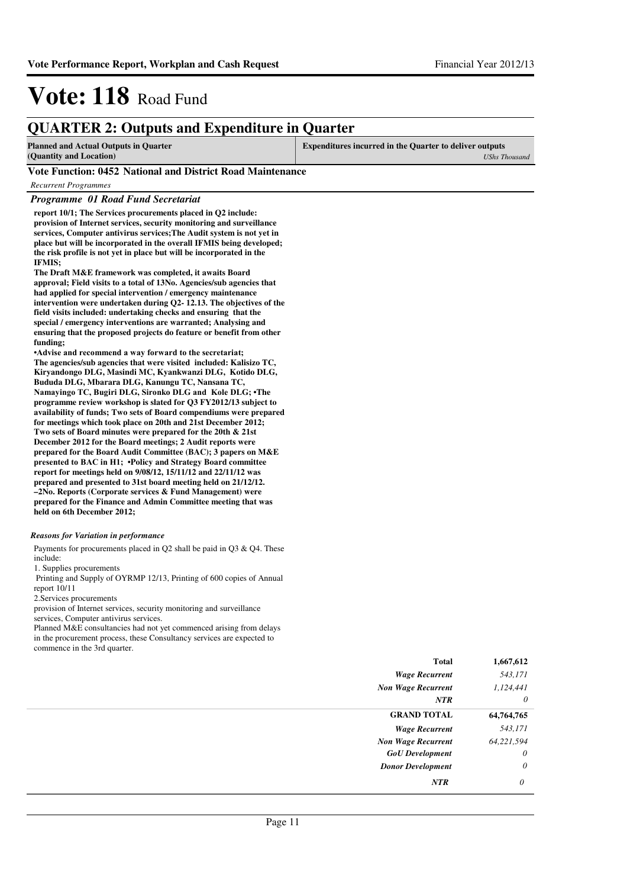# Vote: 118 Road Fund

## QUARTER 2: Outputs and Expenditure in Quarter

| Planned and Actual Outputs in Quarter (Quantity and Location) | Expenditures incurred in the Quarter to deliver outputs *UShs Thousand* |
|---|---|

### Vote Function: 0452 National and District Road Maintenance

*Recurrent Programmes*

#### *Programme 01 Road Fund Secretariat*

**report 10/1; The Services procurements placed in Q2 include: provision of Internet services, security monitoring and surveillance services, Computer antivirus services;The Audit system is not yet in place but will be incorporated in the overall IFMIS being developed; the risk profile is not yet in place but will be incorporated in the IFMIS;**
**The Draft M&E framework was completed, it awaits Board approval; Field visits to a total of 13No. Agencies/sub agencies that had applied for special intervention / emergency maintenance intervention were undertaken during Q2- 12.13. The objectives of the field visits included: undertaking checks and ensuring that the special / emergency interventions are warranted; Analysing and ensuring that the proposed projects do feature or benefit from other funding;**
**•Advise and recommend a way forward to the secretariat;**
**The agencies/sub agencies that were visited included: Kalisizo TC, Kiryandongo DLG, Masindi MC, Kyankwanzi DLG, Kotido DLG, Bududa DLG, Mbarara DLG, Kanungu TC, Nansana TC, Namayingo TC, Bugiri DLG, Sironko DLG and Kole DLG; •The programme review workshop is slated for Q3 FY2012/13 subject to availability of funds; Two sets of Board compendiums were prepared for meetings which took place on 20th and 21st December 2012; Two sets of Board minutes were prepared for the 20th & 21st December 2012 for the Board meetings; 2 Audit reports were prepared for the Board Audit Committee (BAC); 3 papers on M&E presented to BAC in H1; •Policy and Strategy Board committee report for meetings held on 9/08/12, 15/11/12 and 22/11/12 was prepared and presented to 31st board meeting held on 21/12/12. –2No. Reports (Corporate services & Fund Management) were prepared for the Finance and Admin Committee meeting that was held on 6th December 2012;**

*Reasons for Variation in performance*

Payments for procurements placed in Q2 shall be paid in Q3 & Q4. These include:
1. Supplies procurements
Printing and Supply of OYRMP 12/13, Printing of 600 copies of Annual report 10/11
2.Services procurements
provision of Internet services, security monitoring and surveillance services, Computer antivirus services.
Planned M&E consultancies had not yet commenced arising from delays in the procurement process, these Consultancy services are expected to commence in the 3rd quarter.

| | |
|---|---|
| **Total** | **1,667,612** |
| *Wage Recurrent* | *543,171* |
| *Non Wage Recurrent* | *1,124,441* |
| *NTR* | *0* |
| **GRAND TOTAL** | **64,764,765** |
| *Wage Recurrent* | *543,171* |
| *Non Wage Recurrent* | *64,221,594* |
| *GoU Development* | *0* |
| *Donor Development* | *0* |
| *NTR* | *0* |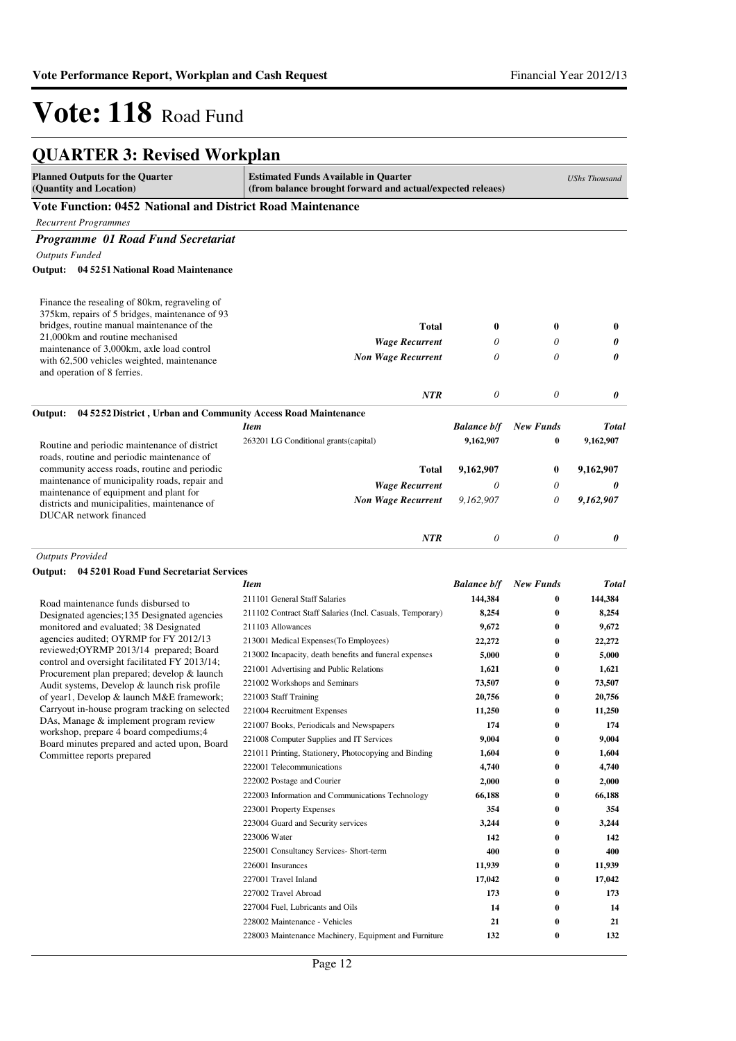# Vote: 118 Road Fund

## QUARTER 3: Revised Workplan

| Planned Outputs for the Quarter (Quantity and Location) | Estimated Funds Available in Quarter (from balance brought forward and actual/expected releaes) | | | USh Thousand |
|---|---|---|---|---|

**Vote Function: 0452 National and District Road Maintenance**

*Recurrent Programmes*

***Programme 01 Road Fund Secretariat***

*Outputs Funded*

**Output: 04 5251 National Road Maintenance**

| Planned Outputs | Item | Balance b/f | New Funds | Total |
|---|---|---|---|---|
| Finance the resealing of 80km, regraveling of 375km, repairs of 5 bridges, maintenance of 93 bridges, routine manual maintenance of the 21,000km and routine mechanised maintenance of 3,000km, axle load control with 62,500 vehicles weighted, maintenance and operation of 8 ferries. | **Total** | **0** | **0** | **0** |
| | *Wage Recurrent* | *0* | *0* | ***0*** |
| | *Non Wage Recurrent* | *0* | *0* | ***0*** |
| | *NTR* | *0* | *0* | ***0*** |

**Output: 04 5252 District , Urban and Community Access Road Maintenance**

| Planned Outputs | Item | Balance b/f | New Funds | Total |
|---|---|---|---|---|
| Routine and periodic maintenance of district roads, routine and periodic maintenance of community access roads, routine and periodic maintenance of municipality roads, repair and maintenance of equipment and plant for districts and municipalities, maintenance of DUCAR network financed | 263201 LG Conditional grants(capital) | 9,162,907 | 0 | 9,162,907 |
| | **Total** | **9,162,907** | **0** | **9,162,907** |
| | *Wage Recurrent* | *0* | *0* | ***0*** |
| | *Non Wage Recurrent* | *9,162,907* | *0* | ***9,162,907*** |
| | *NTR* | *0* | *0* | ***0*** |

*Outputs Provided*

**Output: 04 5201 Road Fund Secretariat Services**

| Planned Outputs | Item | Balance b/f | New Funds | Total |
|---|---|---|---|---|
| Road maintenance funds disbursed to Designated agencies;135 Designated agencies monitored and evaluated; 38 Designated agencies audited; OYRMP for FY 2012/13 reviewed;OYRMP 2013/14 prepared; Board control and oversight facilitated FY 2013/14; Procurement plan prepared; develop & launch Audit systems, Develop & launch risk profile of year1, Develop & launch M&E framework; Carryout in-house program tracking on selected DAs, Manage & implement program review workshop, prepare 4 board compediums;4 Board minutes prepared and acted upon, Board Committee reports prepared | 211101 General Staff Salaries | 144,384 | 0 | 144,384 |
| | 211102 Contract Staff Salaries (Incl. Casuals, Temporary) | 8,254 | 0 | 8,254 |
| | 211103 Allowances | 9,672 | 0 | 9,672 |
| | 213001 Medical Expenses(To Employees) | 22,272 | 0 | 22,272 |
| | 213002 Incapacity, death benefits and funeral expenses | 5,000 | 0 | 5,000 |
| | 221001 Advertising and Public Relations | 1,621 | 0 | 1,621 |
| | 221002 Workshops and Seminars | 73,507 | 0 | 73,507 |
| | 221003 Staff Training | 20,756 | 0 | 20,756 |
| | 221004 Recruitment Expenses | 11,250 | 0 | 11,250 |
| | 221007 Books, Periodicals and Newspapers | 174 | 0 | 174 |
| | 221008 Computer Supplies and IT Services | 9,004 | 0 | 9,004 |
| | 221011 Printing, Stationery, Photocopying and Binding | 1,604 | 0 | 1,604 |
| | 222001 Telecommunications | 4,740 | 0 | 4,740 |
| | 222002 Postage and Courier | 2,000 | 0 | 2,000 |
| | 222003 Information and Communications Technology | 66,188 | 0 | 66,188 |
| | 223001 Property Expenses | 354 | 0 | 354 |
| | 223004 Guard and Security services | 3,244 | 0 | 3,244 |
| | 223006 Water | 142 | 0 | 142 |
| | 225001 Consultancy Services- Short-term | 400 | 0 | 400 |
| | 226001 Insurances | 11,939 | 0 | 11,939 |
| | 227001 Travel Inland | 17,042 | 0 | 17,042 |
| | 227002 Travel Abroad | 173 | 0 | 173 |
| | 227004 Fuel, Lubricants and Oils | 14 | 0 | 14 |
| | 228002 Maintenance - Vehicles | 21 | 0 | 21 |
| | 228003 Maintenance Machinery, Equipment and Furniture | 132 | 0 | 132 |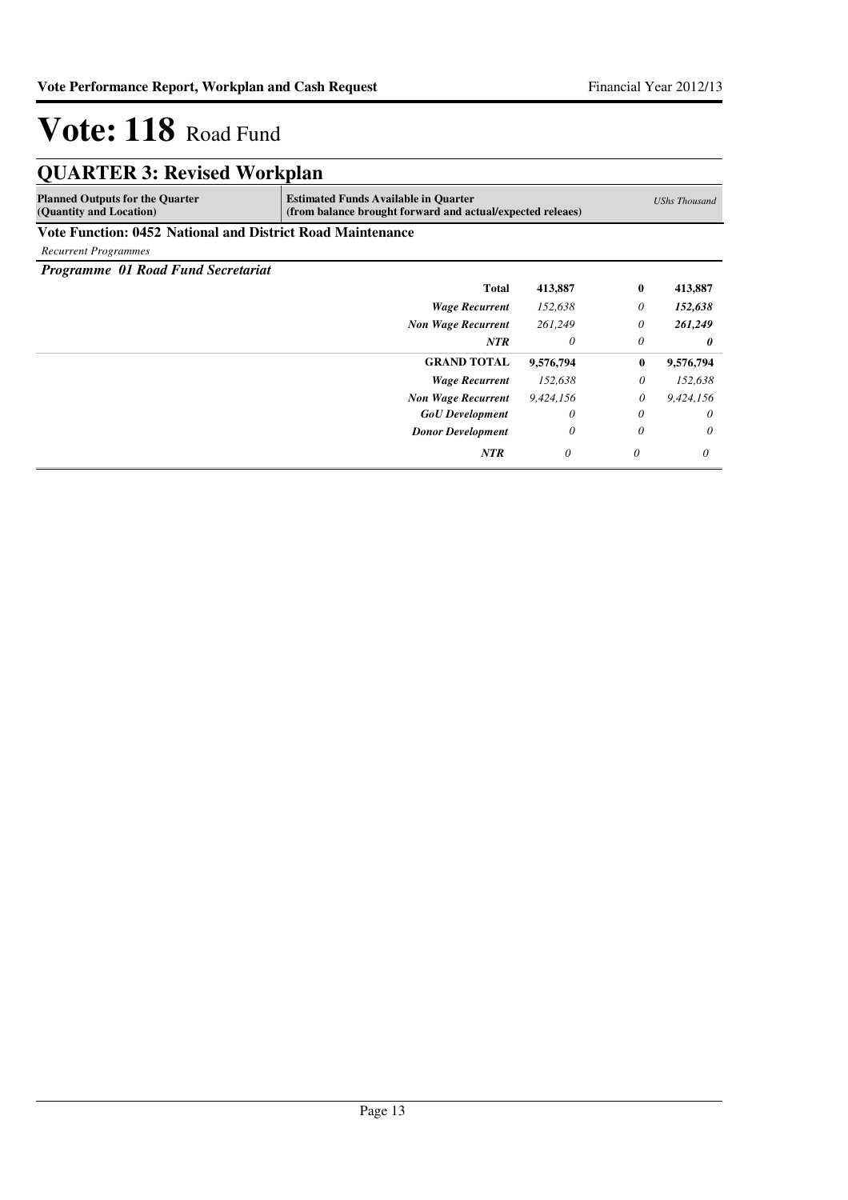# Vote: 118 Road Fund

## QUARTER 3: Revised Workplan

| Planned Outputs for the Quarter (Quantity and Location) | Estimated Funds Available in Quarter (from balance brought forward and actual/expected releaes) | | | *UShs Thousand* |
|---|---|---|---|---|
| **Vote Function: 0452 National and District Road Maintenance** | | | | |
| *Recurrent Programmes* | | | | |
| ***Programme 01 Road Fund Secretariat*** | | | | |
| | **Total** | **413,887** | **0** | **413,887** |
| | ***Wage Recurrent*** | *152,638* | *0* | ***152,638*** |
| | ***Non Wage Recurrent*** | *261,249* | *0* | ***261,249*** |
| | ***NTR*** | *0* | *0* | ***0*** |
| | **GRAND TOTAL** | **9,576,794** | **0** | **9,576,794** |
| | ***Wage Recurrent*** | *152,638* | *0* | *152,638* |
| | ***Non Wage Recurrent*** | *9,424,156* | *0* | *9,424,156* |
| | ***GoU Development*** | *0* | *0* | *0* |
| | ***Donor Development*** | *0* | *0* | *0* |
| | ***NTR*** | *0* | *0* | *0* |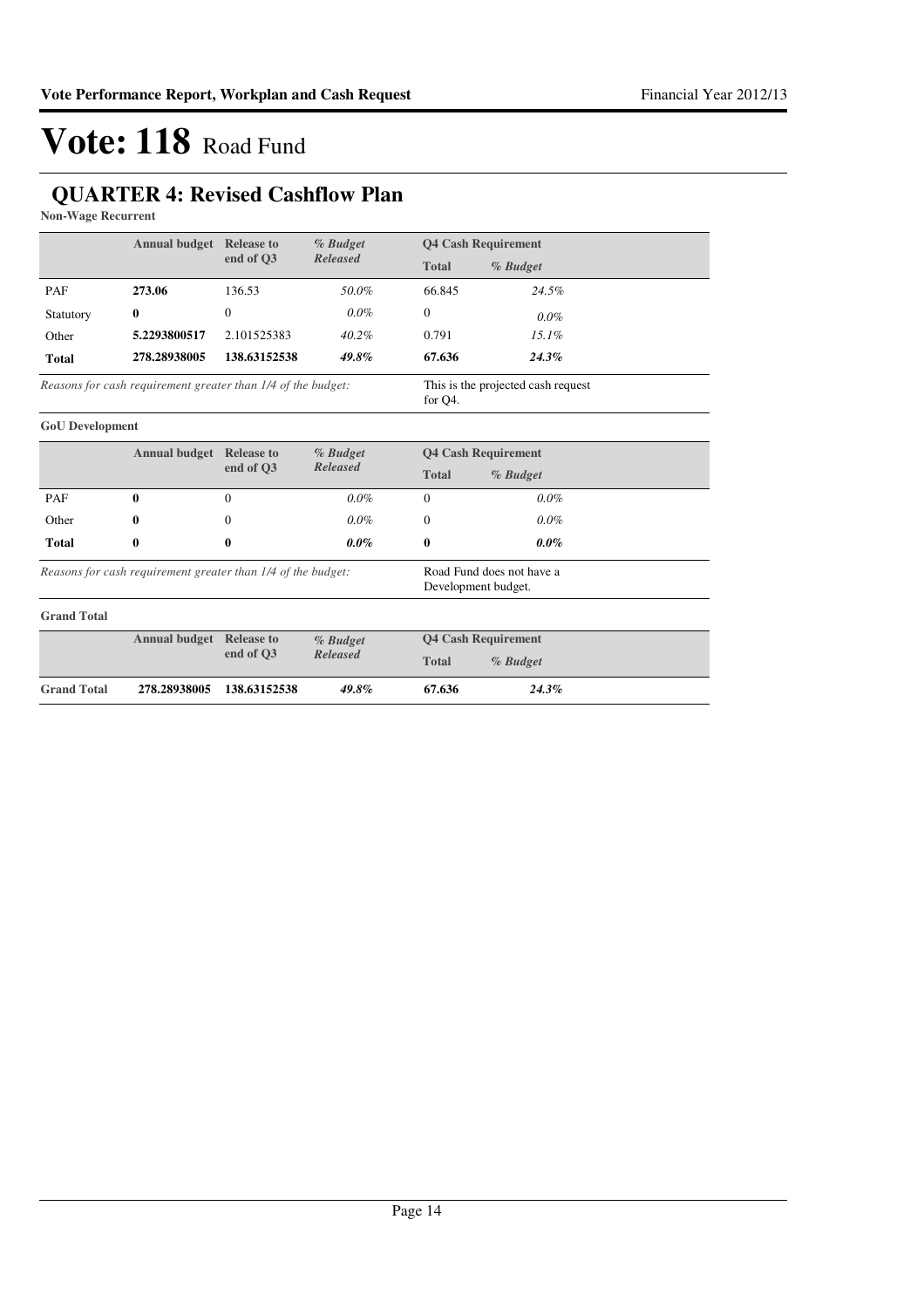# Vote: 118 Road Fund

## QUARTER 4: Revised Cashflow Plan

**Non-Wage Recurrent**

| | Annual budget | Release to end of Q3 | % Budget Released | Q4 Cash Requirement | |
|---|---|---|---|---|---|
| | | | | Total | % Budget |
| PAF | **273.06** | 136.53 | *50.0%* | 66.845 | *24.5%* |
| Statutory | **0** | 0 | *0.0%* | 0 | *0.0%* |
| Other | **5.2293800517** | 2.101525383 | *40.2%* | 0.791 | *15.1%* |
| **Total** | **278.28938005** | **138.63152538** | ***49.8%*** | **67.636** | ***24.3%*** |

*Reasons for cash requirement greater than 1/4 of the budget:* This is the projected cash request for Q4.

**GoU Development**

| | Annual budget | Release to end of Q3 | % Budget Released | Q4 Cash Requirement | |
|---|---|---|---|---|---|
| | | | | Total | % Budget |
| PAF | **0** | 0 | *0.0%* | 0 | *0.0%* |
| Other | **0** | 0 | *0.0%* | 0 | *0.0%* |
| **Total** | **0** | **0** | ***0.0%*** | **0** | ***0.0%*** |

*Reasons for cash requirement greater than 1/4 of the budget:* Road Fund does not have a Development budget.

**Grand Total**

| | Annual budget | Release to end of Q3 | % Budget Released | Q4 Cash Requirement | |
|---|---|---|---|---|---|
| | | | | Total | % Budget |
| **Grand Total** | **278.28938005** | **138.63152538** | ***49.8%*** | **67.636** | ***24.3%*** |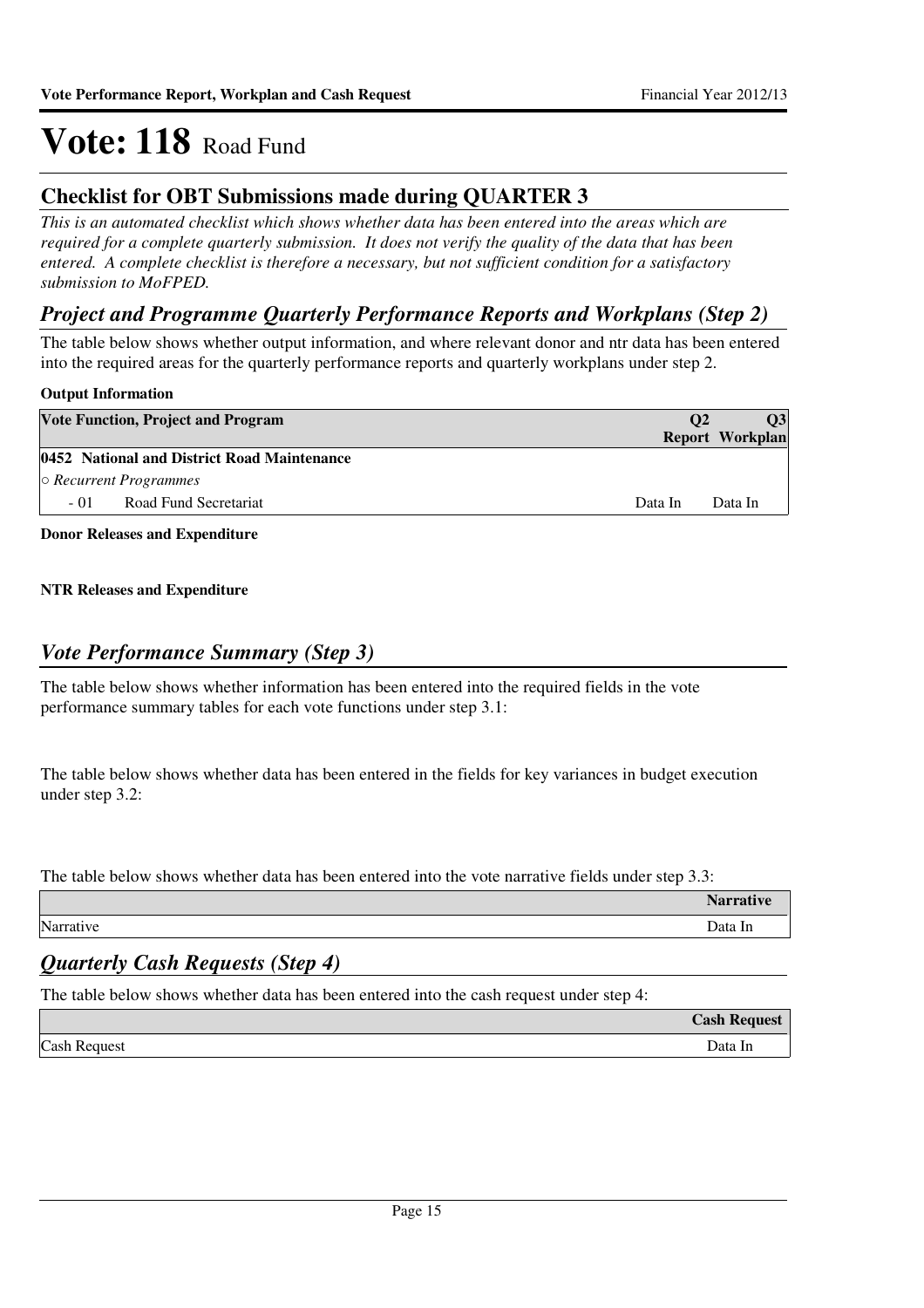# Vote: 118 Road Fund

## Checklist for OBT Submissions made during QUARTER 3

*This is an automated checklist which shows whether data has been entered into the areas which are required for a complete quarterly submission. It does not verify the quality of the data that has been entered. A complete checklist is therefore a necessary, but not sufficient condition for a satisfactory submission to MoFPED.*

## *Project and Programme Quarterly Performance Reports and Workplans (Step 2)*

The table below shows whether output information, and where relevant donor and ntr data has been entered into the required areas for the quarterly performance reports and quarterly workplans under step 2.

**Output Information**

| Vote Function, Project and Program | Q2 Report | Q3 Workplan |
|---|---|---|
| **0452 National and District Road Maintenance** | | |
| ○ *Recurrent Programmes* | | |
| - 01 Road Fund Secretariat | Data In | Data In |

**Donor Releases and Expenditure**

**NTR Releases and Expenditure**

## *Vote Performance Summary (Step 3)*

The table below shows whether information has been entered into the required fields in the vote performance summary tables for each vote functions under step 3.1:

The table below shows whether data has been entered in the fields for key variances in budget execution under step 3.2:

The table below shows whether data has been entered into the vote narrative fields under step 3.3:

| | Narrative |
|---|---|
| Narrative | Data In |

## *Quarterly Cash Requests (Step 4)*

The table below shows whether data has been entered into the cash request under step 4:

| | Cash Request |
|---|---|
| Cash Request | Data In |